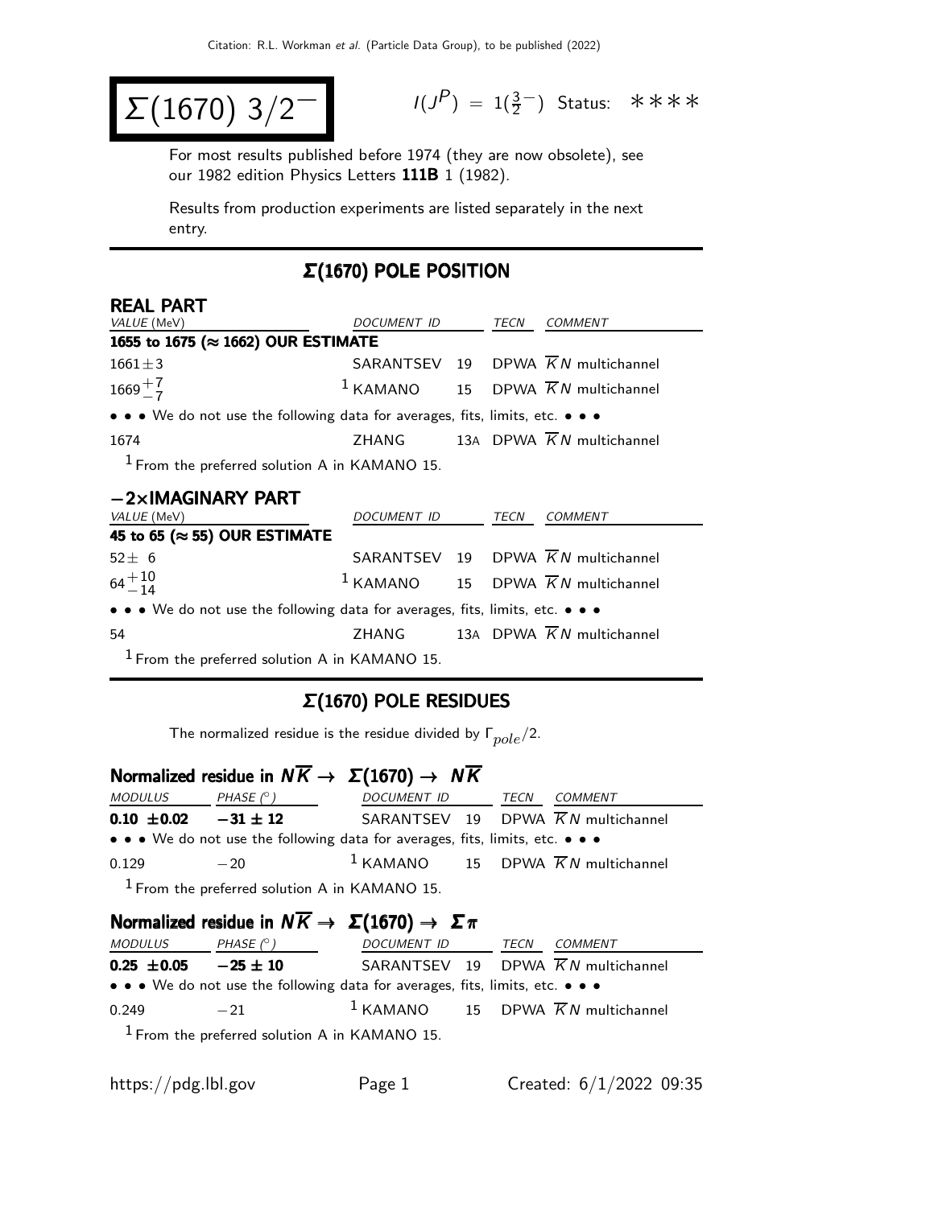# $\Sigma(1670)$ $3/2^-$

$I(J^P) = 1(\frac{3}{2}^-)$ Status: ∗∗∗∗

For most results published before 1974 (they are now obsolete), see our 1982 edition Physics Letters **111B** 1 (1982).

Results from production experiments are listed separately in the next entry.

## $\Sigma(1670)$ POLE POSITION

### REAL PART

| VALUE (MeV) | DOCUMENT ID | | TECN | COMMENT |
|---|---|---|---|---|
| **1655 to 1675 (≈ 1662) OUR ESTIMATE** | | | | |
| $1661 \pm 3$ | SARANTSEV | 19 | DPWA | $\overline{K}N$ multichannel |
| $1669^{+7}_{-7}$ | [1] KAMANO | 15 | DPWA | $\overline{K}N$ multichannel |
| • • • We do not use the following data for averages, fits, limits, etc. • • • | | | | |
| 1674 | ZHANG | 13A | DPWA | $\overline{K}N$ multichannel |

[1] From the preferred solution A in KAMANO 15.

### −2×IMAGINARY PART

| VALUE (MeV) | DOCUMENT ID | | TECN | COMMENT |
|---|---|---|---|---|
| **45 to 65 (≈ 55) OUR ESTIMATE** | | | | |
| $52 \pm 6$ | SARANTSEV | 19 | DPWA | $\overline{K}N$ multichannel |
| $64^{+10}_{-14}$ | [1] KAMANO | 15 | DPWA | $\overline{K}N$ multichannel |
| • • • We do not use the following data for averages, fits, limits, etc. • • • | | | | |
| 54 | ZHANG | 13A | DPWA | $\overline{K}N$ multichannel |

[1] From the preferred solution A in KAMANO 15.

## $\Sigma(1670)$ POLE RESIDUES

The normalized residue is the residue divided by $\Gamma_{pole}/2$.

### Normalized residue in $N\overline{K} \rightarrow \Sigma(1670) \rightarrow N\overline{K}$

| MODULUS | PHASE (°) | DOCUMENT ID | | TECN | COMMENT |
|---|---|---|---|---|---|
| **0.10 ±0.02** | **−31 ± 12** | SARANTSEV | 19 | DPWA | $\overline{K}N$ multichannel |
| • • • We do not use the following data for averages, fits, limits, etc. • • • | | | | | |
| 0.129 | −20 | [1] KAMANO | 15 | DPWA | $\overline{K}N$ multichannel |

[1] From the preferred solution A in KAMANO 15.

### Normalized residue in $N\overline{K} \rightarrow \Sigma(1670) \rightarrow \Sigma\pi$

| MODULUS | PHASE (°) | DOCUMENT ID | | TECN | COMMENT |
|---|---|---|---|---|---|
| **0.25 ±0.05** | **−25 ± 10** | SARANTSEV | 19 | DPWA | $\overline{K}N$ multichannel |
| • • • We do not use the following data for averages, fits, limits, etc. • • • | | | | | |
| 0.249 | −21 | [1] KAMANO | 15 | DPWA | $\overline{K}N$ multichannel |

[1] From the preferred solution A in KAMANO 15.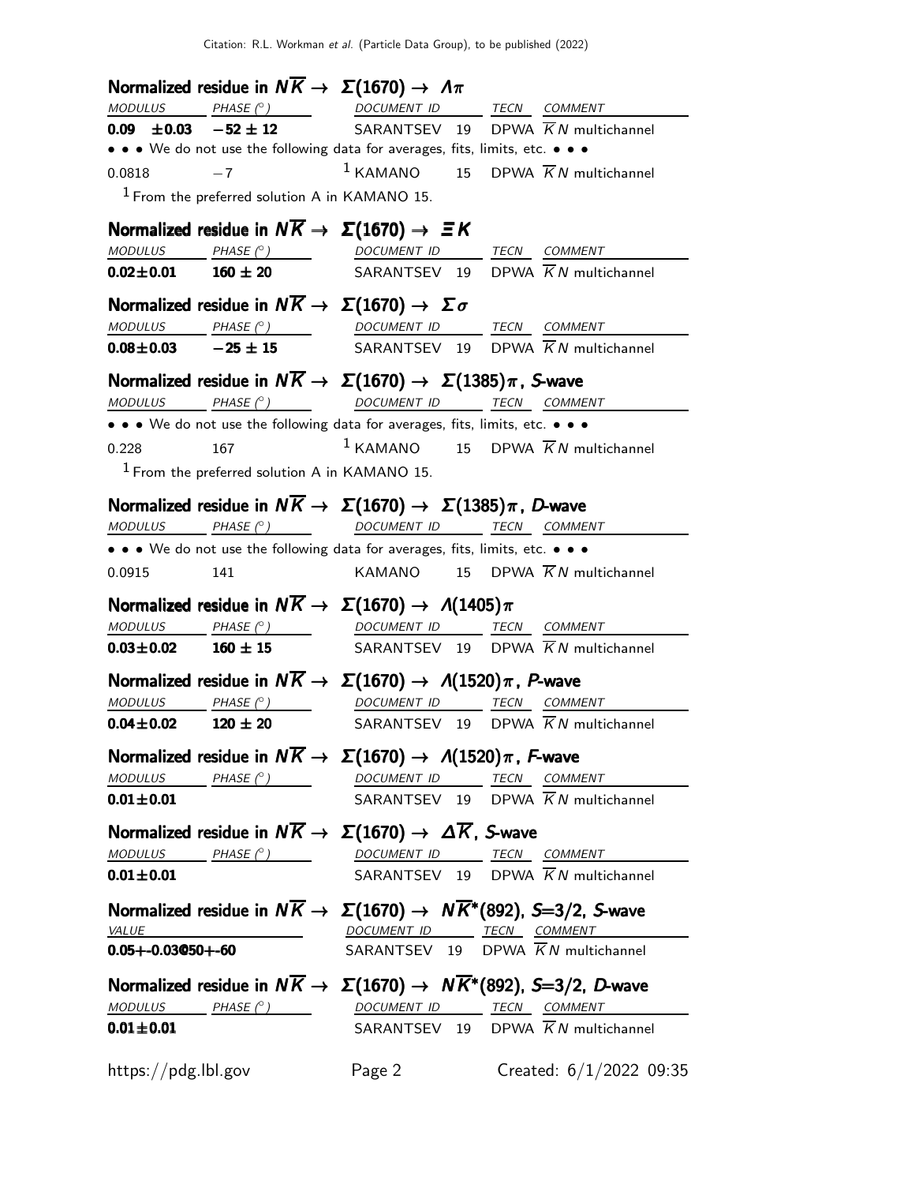### Normalized residue in $N\overline{K} \rightarrow \Sigma(1670) \rightarrow \Lambda\pi$

| MODULUS | PHASE (°) | DOCUMENT ID | | TECN | COMMENT |
|---|---|---|---|---|---|
| **0.09 ±0.03** | **−52 ± 12** | SARANTSEV | 19 | DPWA | $\overline{K}N$ multichannel |

• • • We do not use the following data for averages, fits, limits, etc. • • •

| | | | | | |
|---|---|---|---|---|---|
| 0.0818 | −7 | [1] KAMANO | 15 | DPWA | $\overline{K}N$ multichannel |

[1] From the preferred solution A in KAMANO 15.

### Normalized residue in $N\overline{K} \rightarrow \Sigma(1670) \rightarrow \Xi K$

| MODULUS | PHASE (°) | DOCUMENT ID | | TECN | COMMENT |
|---|---|---|---|---|---|
| **0.02±0.01** | **160 ± 20** | SARANTSEV | 19 | DPWA | $\overline{K}N$ multichannel |

### Normalized residue in $N\overline{K} \rightarrow \Sigma(1670) \rightarrow \Sigma\sigma$

| MODULUS | PHASE (°) | DOCUMENT ID | | TECN | COMMENT |
|---|---|---|---|---|---|
| **0.08±0.03** | **−25 ± 15** | SARANTSEV | 19 | DPWA | $\overline{K}N$ multichannel |

### Normalized residue in $N\overline{K} \rightarrow \Sigma(1670) \rightarrow \Sigma(1385)\pi$, S-wave

| MODULUS | PHASE (°) | DOCUMENT ID | | TECN | COMMENT |
|---|---|---|---|---|---|

• • • We do not use the following data for averages, fits, limits, etc. • • •

| | | | | | |
|---|---|---|---|---|---|
| 0.228 | 167 | [1] KAMANO | 15 | DPWA | $\overline{K}N$ multichannel |

[1] From the preferred solution A in KAMANO 15.

### Normalized residue in $N\overline{K} \rightarrow \Sigma(1670) \rightarrow \Sigma(1385)\pi$, D-wave

| MODULUS | PHASE (°) | DOCUMENT ID | | TECN | COMMENT |
|---|---|---|---|---|---|

• • • We do not use the following data for averages, fits, limits, etc. • • •

| | | | | | |
|---|---|---|---|---|---|
| 0.0915 | 141 | KAMANO | 15 | DPWA | $\overline{K}N$ multichannel |

### Normalized residue in $N\overline{K} \rightarrow \Sigma(1670) \rightarrow \Lambda(1405)\pi$

| MODULUS | PHASE (°) | DOCUMENT ID | | TECN | COMMENT |
|---|---|---|---|---|---|
| **0.03±0.02** | **160 ± 15** | SARANTSEV | 19 | DPWA | $\overline{K}N$ multichannel |

### Normalized residue in $N\overline{K} \rightarrow \Sigma(1670) \rightarrow \Lambda(1520)\pi$, P-wave

| MODULUS | PHASE (°) | DOCUMENT ID | | TECN | COMMENT |
|---|---|---|---|---|---|
| **0.04±0.02** | **120 ± 20** | SARANTSEV | 19 | DPWA | $\overline{K}N$ multichannel |

### Normalized residue in $N\overline{K} \rightarrow \Sigma(1670) \rightarrow \Lambda(1520)\pi$, F-wave

| MODULUS | PHASE (°) | DOCUMENT ID | | TECN | COMMENT |
|---|---|---|---|---|---|
| **0.01±0.01** | | SARANTSEV | 19 | DPWA | $\overline{K}N$ multichannel |

### Normalized residue in $N\overline{K} \rightarrow \Sigma(1670) \rightarrow \Delta\overline{K}$, S-wave

| MODULUS | PHASE (°) | DOCUMENT ID | | TECN | COMMENT |
|---|---|---|---|---|---|
| **0.01±0.01** | | SARANTSEV | 19 | DPWA | $\overline{K}N$ multichannel |

### Normalized residue in $N\overline{K} \rightarrow \Sigma(1670) \rightarrow N\overline{K}^*(892)$, S=3/2, S-wave

| VALUE | DOCUMENT ID | | TECN | COMMENT |
|---|---|---|---|---|
| **0.05+-0.03050+-60** | SARANTSEV | 19 | DPWA | $\overline{K}N$ multichannel |

### Normalized residue in $N\overline{K} \rightarrow \Sigma(1670) \rightarrow N\overline{K}^*(892)$, S=3/2, D-wave

| MODULUS | PHASE (°) | DOCUMENT ID | | TECN | COMMENT |
|---|---|---|---|---|---|
| **0.01±0.01** | | SARANTSEV | 19 | DPWA | $\overline{K}N$ multichannel |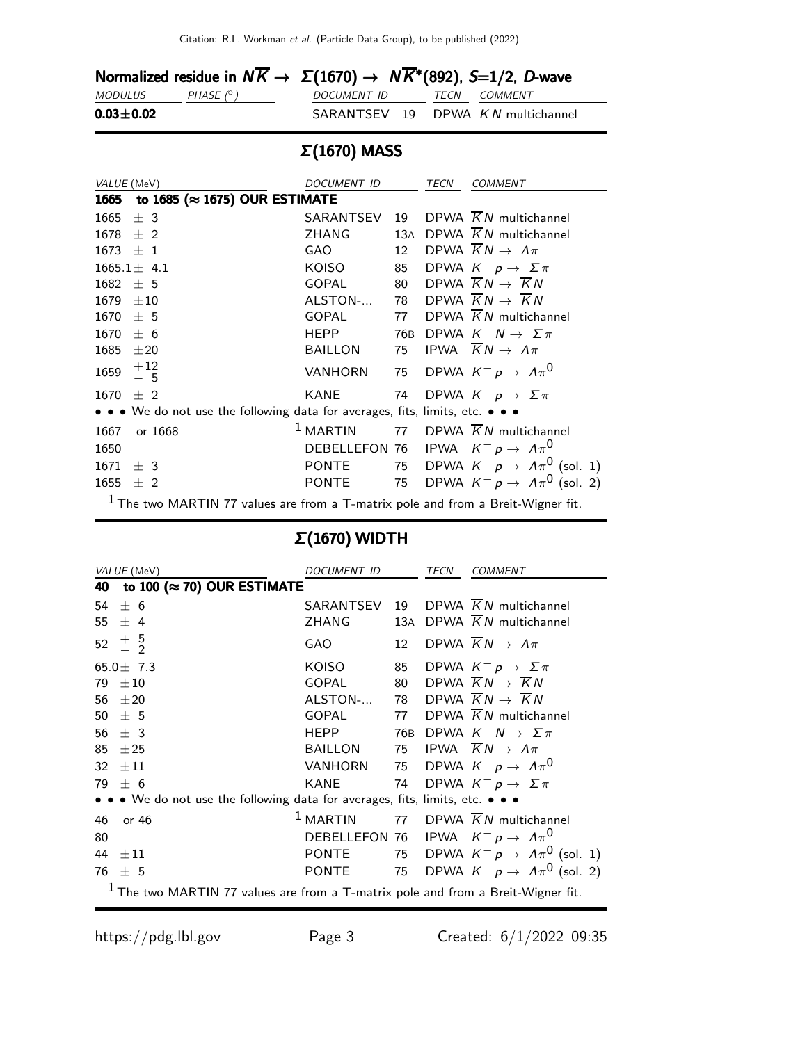Normalized residue in $N\overline{K} \rightarrow \Sigma(1670) \rightarrow N\overline{K}^*(892)$, $S$=1/2, $D$-wave

| MODULUS | PHASE (°) | DOCUMENT ID | | TECN | COMMENT |
|---|---|---|---|---|---|
| **0.03±0.02** | | SARANTSEV | 19 | DPWA | $\overline{K}N$ multichannel |

## Σ(1670) MASS

| VALUE (MeV) | DOCUMENT ID | | TECN | COMMENT |
|---|---|---|---|---|
| **1665 to 1685 (≈ 1675) OUR ESTIMATE** | | | | |
| 1665 ± 3 | SARANTSEV | 19 | DPWA | $\overline{K}N$ multichannel |
| 1678 ± 2 | ZHANG | 13A | DPWA | $\overline{K}N$ multichannel |
| 1673 ± 1 | GAO | 12 | DPWA | $\overline{K}N \rightarrow \Lambda\pi$ |
| 1665.1 ± 4.1 | KOISO | 85 | DPWA | $K^- p \rightarrow \Sigma\pi$ |
| 1682 ± 5 | GOPAL | 80 | DPWA | $\overline{K}N \rightarrow \overline{K}N$ |
| 1679 ± 10 | ALSTON-... | 78 | DPWA | $\overline{K}N \rightarrow \overline{K}N$ |
| 1670 ± 5 | GOPAL | 77 | DPWA | $\overline{K}N$ multichannel |
| 1670 ± 6 | HEPP | 76B | DPWA | $K^- N \rightarrow \Sigma\pi$ |
| 1685 ± 20 | BAILLON | 75 | IPWA | $\overline{K}N \rightarrow \Lambda\pi$ |
| 1659 $^{+12}_{-5}$ | VANHORN | 75 | DPWA | $K^- p \rightarrow \Lambda\pi^0$ |
| 1670 ± 2 | KANE | 74 | DPWA | $K^- p \rightarrow \Sigma\pi$ |
| • • • We do not use the following data for averages, fits, limits, etc. • • • | | | | |
| 1667 or 1668 | MARTIN [1] | 77 | DPWA | $\overline{K}N$ multichannel |
| 1650 | DEBELLEFON | 76 | IPWA | $K^- p \rightarrow \Lambda\pi^0$ |
| 1671 ± 3 | PONTE | 75 | DPWA | $K^- p \rightarrow \Lambda\pi^0$ (sol. 1) |
| 1655 ± 2 | PONTE | 75 | DPWA | $K^- p \rightarrow \Lambda\pi^0$ (sol. 2) |

[1] The two MARTIN 77 values are from a T-matrix pole and from a Breit-Wigner fit.

## Σ(1670) WIDTH

| VALUE (MeV) | DOCUMENT ID | | TECN | COMMENT |
|---|---|---|---|---|
| **40 to 100 (≈ 70) OUR ESTIMATE** | | | | |
| 54 ± 6 | SARANTSEV | 19 | DPWA | $\overline{K}N$ multichannel |
| 55 ± 4 | ZHANG | 13A | DPWA | $\overline{K}N$ multichannel |
| 52 $^{+5}_{-2}$ | GAO | 12 | DPWA | $\overline{K}N \rightarrow \Lambda\pi$ |
| 65.0 ± 7.3 | KOISO | 85 | DPWA | $K^- p \rightarrow \Sigma\pi$ |
| 79 ± 10 | GOPAL | 80 | DPWA | $\overline{K}N \rightarrow \overline{K}N$ |
| 56 ± 20 | ALSTON-... | 78 | DPWA | $\overline{K}N \rightarrow \overline{K}N$ |
| 50 ± 5 | GOPAL | 77 | DPWA | $\overline{K}N$ multichannel |
| 56 ± 3 | HEPP | 76B | DPWA | $K^- N \rightarrow \Sigma\pi$ |
| 85 ± 25 | BAILLON | 75 | IPWA | $\overline{K}N \rightarrow \Lambda\pi$ |
| 32 ± 11 | VANHORN | 75 | DPWA | $K^- p \rightarrow \Lambda\pi^0$ |
| 79 ± 6 | KANE | 74 | DPWA | $K^- p \rightarrow \Sigma\pi$ |
| • • • We do not use the following data for averages, fits, limits, etc. • • • | | | | |
| 46 or 46 | MARTIN [1] | 77 | DPWA | $\overline{K}N$ multichannel |
| 80 | DEBELLEFON | 76 | IPWA | $K^- p \rightarrow \Lambda\pi^0$ |
| 44 ± 11 | PONTE | 75 | DPWA | $K^- p \rightarrow \Lambda\pi^0$ (sol. 1) |
| 76 ± 5 | PONTE | 75 | DPWA | $K^- p \rightarrow \Lambda\pi^0$ (sol. 2) |

[1] The two MARTIN 77 values are from a T-matrix pole and from a Breit-Wigner fit.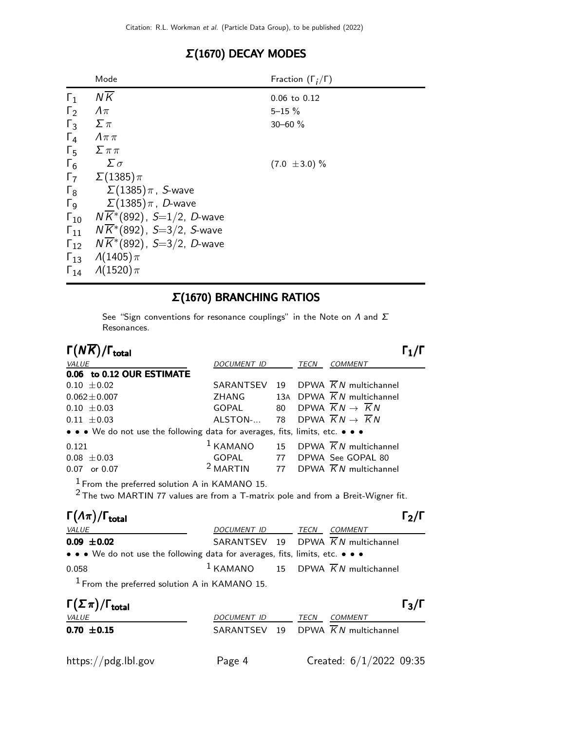## $\Sigma(1670)$ DECAY MODES

| | Mode | Fraction ($\Gamma_i/\Gamma$) |
|---|---|---|
| $\Gamma_1$ | $N\overline{K}$ | 0.06 to 0.12 |
| $\Gamma_2$ | $\Lambda\pi$ | 5–15 % |
| $\Gamma_3$ | $\Sigma\pi$ | 30–60 % |
| $\Gamma_4$ | $\Lambda\pi\pi$ | |
| $\Gamma_5$ | $\Sigma\pi\pi$ | |
| $\Gamma_6$ | $\Sigma\sigma$ | $(7.0 \pm 3.0)$ % |
| $\Gamma_7$ | $\Sigma(1385)\pi$ | |
| $\Gamma_8$ | $\Sigma(1385)\pi$, $S$-wave | |
| $\Gamma_9$ | $\Sigma(1385)\pi$, $D$-wave | |
| $\Gamma_{10}$ | $N\overline{K}^*(892)$, $S$=1/2, $D$-wave | |
| $\Gamma_{11}$ | $N\overline{K}^*(892)$, $S$=3/2, $S$-wave | |
| $\Gamma_{12}$ | $N\overline{K}^*(892)$, $S$=3/2, $D$-wave | |
| $\Gamma_{13}$ | $\Lambda(1405)\pi$ | |
| $\Gamma_{14}$ | $\Lambda(1520)\pi$ | |

## $\Sigma(1670)$ BRANCHING RATIOS

See "Sign conventions for resonance couplings" in the Note on $\Lambda$ and $\Sigma$ Resonances.

### $\Gamma(N\overline{K})/\Gamma_{\text{total}}$ $\qquad\Gamma_1/\Gamma$

| VALUE | DOCUMENT ID | | TECN | COMMENT |
|---|---|---|---|---|
| **0.06 to 0.12 OUR ESTIMATE** | | | | |
| $0.10 \pm 0.02$ | SARANTSEV | 19 | DPWA | $\overline{K}N$ multichannel |
| $0.062 \pm 0.007$ | ZHANG | 13A | DPWA | $\overline{K}N$ multichannel |
| $0.10 \pm 0.03$ | GOPAL | 80 | DPWA | $\overline{K}N \to \overline{K}N$ |
| $0.11 \pm 0.03$ | ALSTON-... | 78 | DPWA | $\overline{K}N \to \overline{K}N$ |
| • • • We do not use the following data for averages, fits, limits, etc. • • • | | | | |
| 0.121 | [1] KAMANO | 15 | DPWA | $\overline{K}N$ multichannel |
| $0.08 \pm 0.03$ | GOPAL | 77 | DPWA | See GOPAL 80 |
| 0.07 or 0.07 | [2] MARTIN | 77 | DPWA | $\overline{K}N$ multichannel |

[1] From the preferred solution A in KAMANO 15.
[2] The two MARTIN 77 values are from a T-matrix pole and from a Breit-Wigner fit.

### $\Gamma(\Lambda\pi)/\Gamma_{\text{total}}$ $\qquad\Gamma_2/\Gamma$

| VALUE | DOCUMENT ID | | TECN | COMMENT |
|---|---|---|---|---|
| **$0.09 \pm 0.02$** | SARANTSEV | 19 | DPWA | $\overline{K}N$ multichannel |
| • • • We do not use the following data for averages, fits, limits, etc. • • • | | | | |
| 0.058 | [1] KAMANO | 15 | DPWA | $\overline{K}N$ multichannel |

[1] From the preferred solution A in KAMANO 15.

### $\Gamma(\Sigma\pi)/\Gamma_{\text{total}}$ $\qquad\Gamma_3/\Gamma$

| VALUE | DOCUMENT ID | | TECN | COMMENT |
|---|---|---|---|---|
| **$0.70 \pm 0.15$** | SARANTSEV | 19 | DPWA | $\overline{K}N$ multichannel |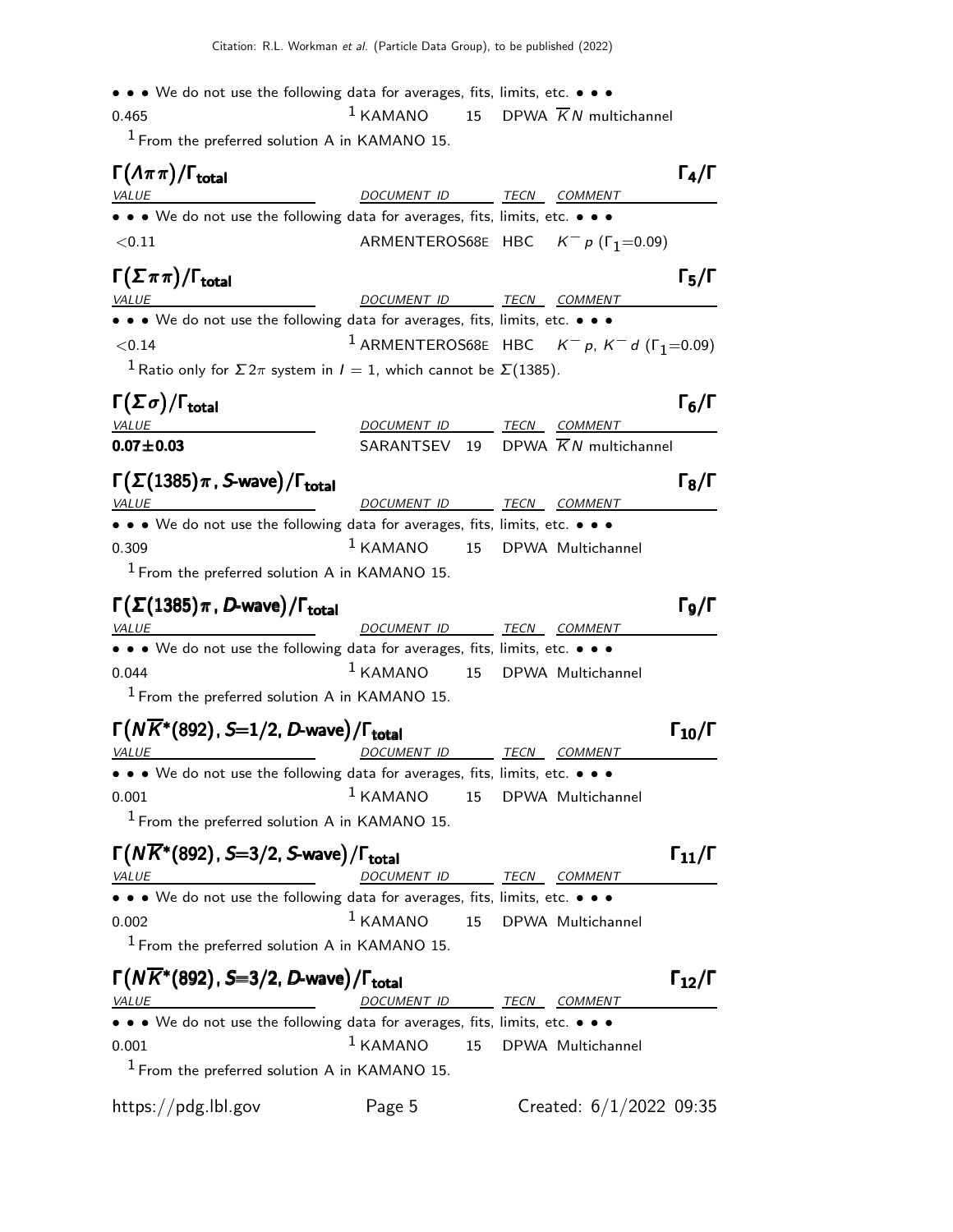• • • We do not use the following data for averages, fits, limits, etc. • • •

| | | | |
|---|---|---|---|
| 0.465 | [1] KAMANO | 15 | DPWA $\overline{K}N$ multichannel |

[1] From the preferred solution A in KAMANO 15.

### $\Gamma(\Lambda\pi\pi)/\Gamma_{\text{total}}$ $\Gamma_4/\Gamma$

| *VALUE* | *DOCUMENT ID* | *TECN* | *COMMENT* |
|---|---|---|---|
| • • • We do not use the following data for averages, fits, limits, etc. • • • | | | |
| $<0.11$ | ARMENTEROS68E | HBC | $K^- p$ ($\Gamma_1$=0.09) |

### $\Gamma(\Sigma\pi\pi)/\Gamma_{\text{total}}$ $\Gamma_5/\Gamma$

| *VALUE* | *DOCUMENT ID* | *TECN* | *COMMENT* |
|---|---|---|---|
| • • • We do not use the following data for averages, fits, limits, etc. • • • | | | |
| $<0.14$ | [1] ARMENTEROS68E | HBC | $K^- p$, $K^- d$ ($\Gamma_1$=0.09) |

[1] Ratio only for $\Sigma 2\pi$ system in $I = 1$, which cannot be $\Sigma(1385)$.

### $\Gamma(\Sigma\sigma)/\Gamma_{\text{total}}$ $\Gamma_6/\Gamma$

| *VALUE* | *DOCUMENT ID* | | *TECN* | *COMMENT* |
|---|---|---|---|---|
| **0.07±0.03** | SARANTSEV | 19 | DPWA | $\overline{K}N$ multichannel |

### $\Gamma(\Sigma(1385)\pi$, *S*-wave$)/\Gamma_{\text{total}}$ $\Gamma_8/\Gamma$

| *VALUE* | *DOCUMENT ID* | | *TECN* | *COMMENT* |
|---|---|---|---|---|
| • • • We do not use the following data for averages, fits, limits, etc. • • • | | | | |
| 0.309 | [1] KAMANO | 15 | DPWA | Multichannel |

[1] From the preferred solution A in KAMANO 15.

### $\Gamma(\Sigma(1385)\pi$, *D*-wave$)/\Gamma_{\text{total}}$ $\Gamma_9/\Gamma$

| *VALUE* | *DOCUMENT ID* | | *TECN* | *COMMENT* |
|---|---|---|---|---|
| • • • We do not use the following data for averages, fits, limits, etc. • • • | | | | |
| 0.044 | [1] KAMANO | 15 | DPWA | Multichannel |

[1] From the preferred solution A in KAMANO 15.

### $\Gamma(N\overline{K}^*(892)$, *S*=1/2, *D*-wave$)/\Gamma_{\text{total}}$ $\Gamma_{10}/\Gamma$

| *VALUE* | *DOCUMENT ID* | | *TECN* | *COMMENT* |
|---|---|---|---|---|
| • • • We do not use the following data for averages, fits, limits, etc. • • • | | | | |
| 0.001 | [1] KAMANO | 15 | DPWA | Multichannel |

[1] From the preferred solution A in KAMANO 15.

### $\Gamma(N\overline{K}^*(892)$, *S*=3/2, *S*-wave$)/\Gamma_{\text{total}}$ $\Gamma_{11}/\Gamma$

| *VALUE* | *DOCUMENT ID* | | *TECN* | *COMMENT* |
|---|---|---|---|---|
| • • • We do not use the following data for averages, fits, limits, etc. • • • | | | | |
| 0.002 | [1] KAMANO | 15 | DPWA | Multichannel |

[1] From the preferred solution A in KAMANO 15.

### $\Gamma(N\overline{K}^*(892)$, *S*=3/2, *D*-wave$)/\Gamma_{\text{total}}$ $\Gamma_{12}/\Gamma$

| *VALUE* | *DOCUMENT ID* | | *TECN* | *COMMENT* |
|---|---|---|---|---|
| • • • We do not use the following data for averages, fits, limits, etc. • • • | | | | |
| 0.001 | [1] KAMANO | 15 | DPWA | Multichannel |

[1] From the preferred solution A in KAMANO 15.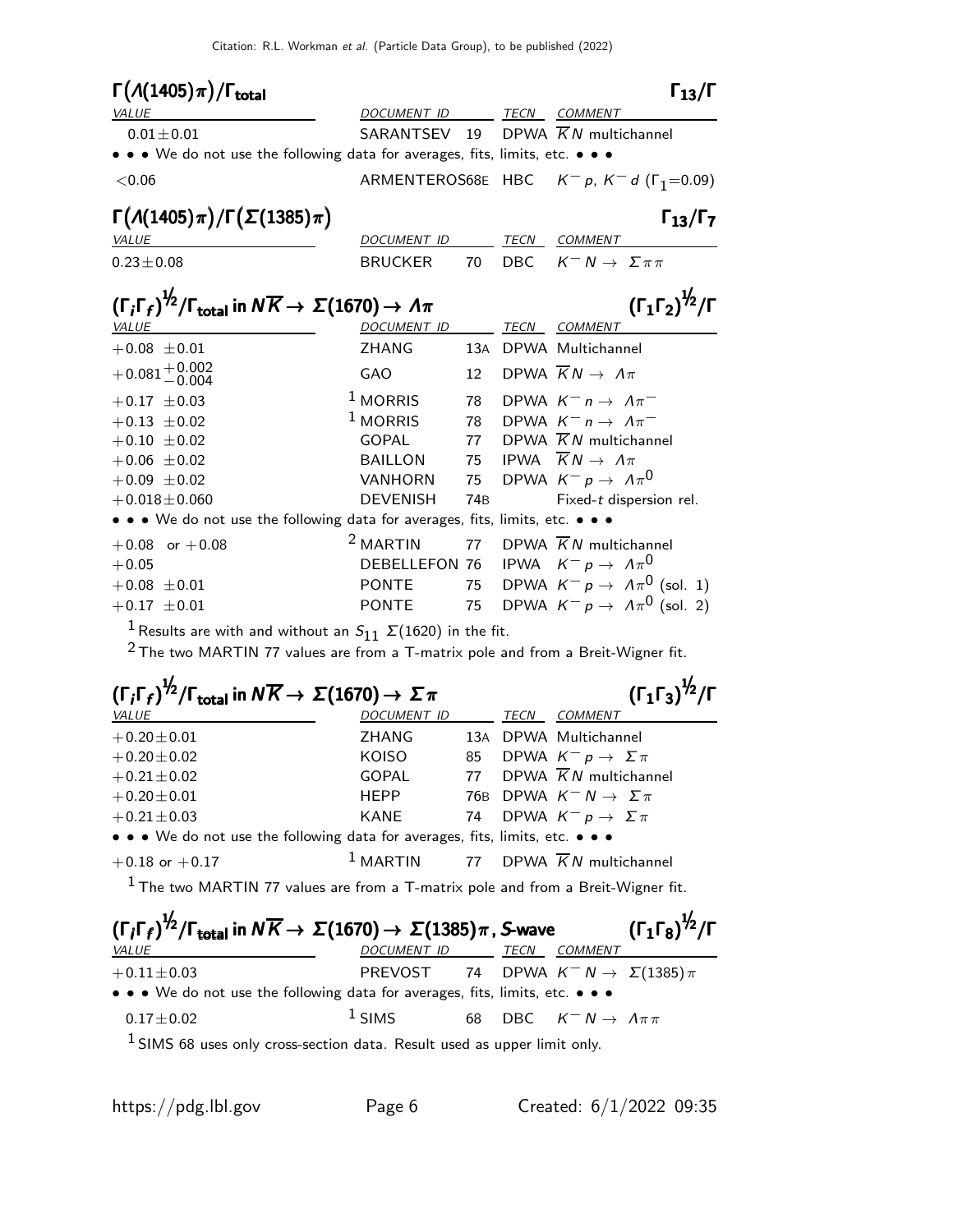### $\Gamma\big(\Lambda(1405)\pi\big)/\Gamma_{\text{total}}$ $\qquad\Gamma_{13}/\Gamma$

| VALUE | DOCUMENT ID | | TECN | COMMENT |
|---|---|---|---|---|
| $0.01\pm0.01$ | SARANTSEV | 19 | DPWA | $\overline{K}N$ multichannel |
| • • • We do not use the following data for averages, fits, limits, etc. • • • | | | | |
| $<0.06$ | ARMENTEROS | 68E | HBC | $K^- p$, $K^- d$ ($\Gamma_1$=0.09) |

### $\Gamma\big(\Lambda(1405)\pi\big)/\Gamma\big(\Sigma(1385)\pi\big)$ $\qquad\Gamma_{13}/\Gamma_7$

| VALUE | DOCUMENT ID | | TECN | COMMENT |
|---|---|---|---|---|
| $0.23\pm0.08$ | BRUCKER | 70 | DBC | $K^- N \rightarrow \Sigma\pi\pi$ |

### $(\Gamma_i\Gamma_f)^{1/2}/\Gamma_{\text{total}}$ in $N\overline{K} \rightarrow \Sigma(1670) \rightarrow \Lambda\pi$ $\qquad(\Gamma_1\Gamma_2)^{1/2}/\Gamma$

| VALUE | DOCUMENT ID | | TECN | COMMENT |
|---|---|---|---|---|
| $+0.08\ \pm0.01$ | ZHANG | 13A | DPWA | Multichannel |
| $+0.081^{+0.002}_{-0.004}$ | GAO | 12 | DPWA | $\overline{K}N \rightarrow \Lambda\pi$ |
| $+0.17\ \pm0.03$ | [1] MORRIS | 78 | DPWA | $K^- n \rightarrow \Lambda\pi^-$ |
| $+0.13\ \pm0.02$ | [1] MORRIS | 78 | DPWA | $K^- n \rightarrow \Lambda\pi^-$ |
| $+0.10\ \pm0.02$ | GOPAL | 77 | DPWA | $\overline{K}N$ multichannel |
| $+0.06\ \pm0.02$ | BAILLON | 75 | IPWA | $\overline{K}N \rightarrow \Lambda\pi$ |
| $+0.09\ \pm0.02$ | VANHORN | 75 | DPWA | $K^- p \rightarrow \Lambda\pi^0$ |
| $+0.018\pm0.060$ | DEVENISH | 74B | | Fixed-$t$ dispersion rel. |
| • • • We do not use the following data for averages, fits, limits, etc. • • • | | | | |
| $+0.08$ or $+0.08$ | [2] MARTIN | 77 | DPWA | $\overline{K}N$ multichannel |
| $+0.05$ | DEBELLEFON | 76 | IPWA | $K^- p \rightarrow \Lambda\pi^0$ |
| $+0.08\ \pm0.01$ | PONTE | 75 | DPWA | $K^- p \rightarrow \Lambda\pi^0$ (sol. 1) |
| $+0.17\ \pm0.01$ | PONTE | 75 | DPWA | $K^- p \rightarrow \Lambda\pi^0$ (sol. 2) |

[1] Results are with and without an $S_{11}$ $\Sigma(1620)$ in the fit.
[2] The two MARTIN 77 values are from a T-matrix pole and from a Breit-Wigner fit.

### $(\Gamma_i\Gamma_f)^{1/2}/\Gamma_{\text{total}}$ in $N\overline{K} \rightarrow \Sigma(1670) \rightarrow \Sigma\pi$ $\qquad(\Gamma_1\Gamma_3)^{1/2}/\Gamma$

| VALUE | DOCUMENT ID | | TECN | COMMENT |
|---|---|---|---|---|
| $+0.20\pm0.01$ | ZHANG | 13A | DPWA | Multichannel |
| $+0.20\pm0.02$ | KOISO | 85 | DPWA | $K^- p \rightarrow \Sigma\pi$ |
| $+0.21\pm0.02$ | GOPAL | 77 | DPWA | $\overline{K}N$ multichannel |
| $+0.20\pm0.01$ | HEPP | 76B | DPWA | $K^- N \rightarrow \Sigma\pi$ |
| $+0.21\pm0.03$ | KANE | 74 | DPWA | $K^- p \rightarrow \Sigma\pi$ |
| • • • We do not use the following data for averages, fits, limits, etc. • • • | | | | |
| $+0.18$ or $+0.17$ | [1] MARTIN | 77 | DPWA | $\overline{K}N$ multichannel |

[1] The two MARTIN 77 values are from a T-matrix pole and from a Breit-Wigner fit.

### $(\Gamma_i\Gamma_f)^{1/2}/\Gamma_{\text{total}}$ in $N\overline{K} \rightarrow \Sigma(1670) \rightarrow \Sigma(1385)\pi$, S-wave $\qquad(\Gamma_1\Gamma_8)^{1/2}/\Gamma$

| VALUE | DOCUMENT ID | | TECN | COMMENT |
|---|---|---|---|---|
| $+0.11\pm0.03$ | PREVOST | 74 | DPWA | $K^- N \rightarrow \Sigma(1385)\pi$ |
| • • • We do not use the following data for averages, fits, limits, etc. • • • | | | | |
| $0.17\pm0.02$ | [1] SIMS | 68 | DBC | $K^- N \rightarrow \Lambda\pi\pi$ |

[1] SIMS 68 uses only cross-section data. Result used as upper limit only.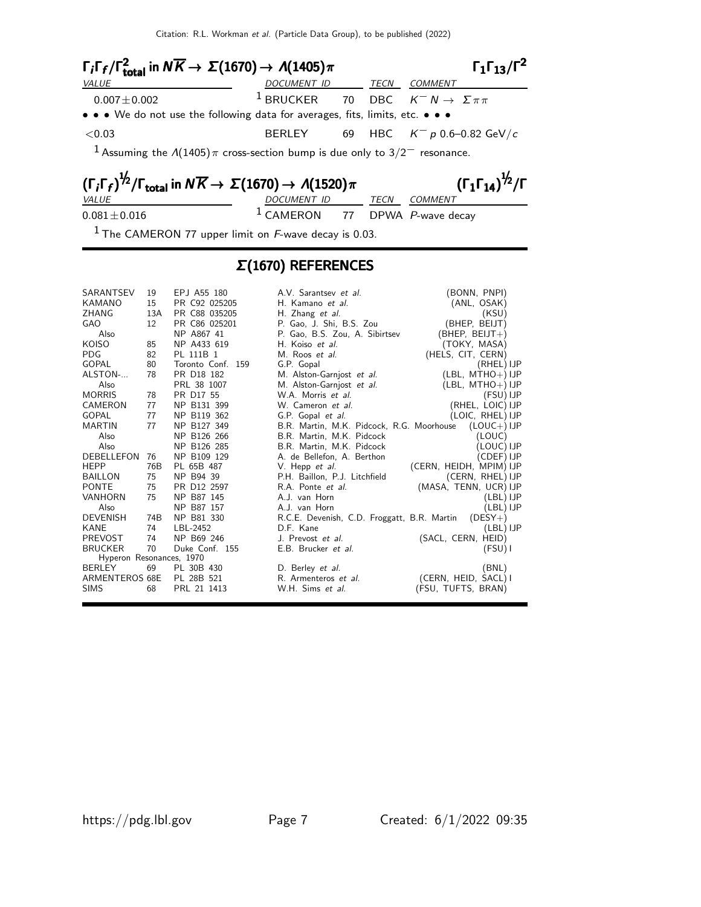### $\Gamma_i\Gamma_f/\Gamma^2_{total}$ in $N\overline{K} \to \Sigma(1670) \to \Lambda(1405)\pi$ — $\Gamma_1\Gamma_{13}/\Gamma^2$

| VALUE | DOCUMENT ID | | TECN | COMMENT |
|---|---|---|---|---|
| $0.007 \pm 0.002$ | [1] BRUCKER | 70 | DBC | $K^- N \to \Sigma\pi\pi$ |
| • • • We do not use the following data for averages, fits, limits, etc. • • • | | | | |
| $<0.03$ | BERLEY | 69 | HBC | $K^- p$ 0.6–0.82 GeV/$c$ |

[1] Assuming the $\Lambda(1405)\pi$ cross-section bump is due only to $3/2^-$ resonance.

### $(\Gamma_i\Gamma_f)^{1/2}/\Gamma_{total}$ in $N\overline{K} \to \Sigma(1670) \to \Lambda(1520)\pi$ — $(\Gamma_1\Gamma_{14})^{1/2}/\Gamma$

| VALUE | DOCUMENT ID | | TECN | COMMENT |
|---|---|---|---|---|
| $0.081 \pm 0.016$ | [1] CAMERON | 77 | DPWA | $P$-wave decay |

[1] The CAMERON 77 upper limit on $F$-wave decay is 0.03.

## $\Sigma(1670)$ REFERENCES

| | | | | | |
|---|---|---|---|---|---|
| SARANTSEV | 19 | EPJ A55 180 | A.V. Sarantsev *et al.* | (BONN, PNPI) | |
| KAMANO | 15 | PR C92 025205 | H. Kamano *et al.* | (ANL, OSAK) | |
| ZHANG | 13A | PR C88 035205 | H. Zhang *et al.* | (KSU) | |
| GAO | 12 | PR C86 025201 | P. Gao, J. Shi, B.S. Zou | (BHEP, BEIJT) | |
| Also | | NP A867 41 | P. Gao, B.S. Zou, A. Sibirtsev | (BHEP, BEIJT+) | |
| KOISO | 85 | NP A433 619 | H. Koiso *et al.* | (TOKY, MASA) | |
| PDG | 82 | PL 111B 1 | M. Roos *et al.* | (HELS, CIT, CERN) | |
| GOPAL | 80 | Toronto Conf. 159 | G.P. Gopal | (RHEL) | IJP |
| ALSTON-... | 78 | PR D18 182 | M. Alston-Garnjost *et al.* | (LBL, MTHO+) | IJP |
| Also | | PRL 38 1007 | M. Alston-Garnjost *et al.* | (LBL, MTHO+) | IJP |
| MORRIS | 78 | PR D17 55 | W.A. Morris *et al.* | (FSU) | IJP |
| CAMERON | 77 | NP B131 399 | W. Cameron *et al.* | (RHEL, LOIC) | IJP |
| GOPAL | 77 | NP B119 362 | G.P. Gopal *et al.* | (LOIC, RHEL) | IJP |
| MARTIN | 77 | NP B127 349 | B.R. Martin, M.K. Pidcock, R.G. Moorhouse | (LOUC+) | IJP |
| Also | | NP B126 266 | B.R. Martin, M.K. Pidcock | (LOUC) | |
| Also | | NP B126 285 | B.R. Martin, M.K. Pidcock | (LOUC) | IJP |
| DEBELLEFON | 76 | NP B109 129 | A. de Bellefon, A. Berthon | (CDEF) | IJP |
| HEPP | 76B | PL 65B 487 | V. Hepp *et al.* | (CERN, HEIDH, MPIM) | IJP |
| BAILLON | 75 | NP B94 39 | P.H. Baillon, P.J. Litchfield | (CERN, RHEL) | IJP |
| PONTE | 75 | PR D12 2597 | R.A. Ponte *et al.* | (MASA, TENN, UCR) | IJP |
| VANHORN | 75 | NP B87 145 | A.J. van Horn | (LBL) | IJP |
| Also | | NP B87 157 | A.J. van Horn | (LBL) | IJP |
| DEVENISH | 74B | NP B81 330 | R.C.E. Devenish, C.D. Froggatt, B.R. Martin | (DESY+) | |
| KANE | 74 | LBL-2452 | D.F. Kane | (LBL) | IJP |
| PREVOST | 74 | NP B69 246 | J. Prevost *et al.* | (SACL, CERN, HEID) | |
| BRUCKER | 70 | Duke Conf. 155 | E.B. Brucker *et al.* | (FSU) | I |
| Hyperon Resonances, 1970 | | | | | |
| BERLEY | 69 | PL 30B 430 | D. Berley *et al.* | (BNL) | |
| ARMENTEROS | 68E | PL 28B 521 | R. Armenteros *et al.* | (CERN, HEID, SACL) | I |
| SIMS | 68 | PRL 21 1413 | W.H. Sims *et al.* | (FSU, TUFTS, BRAN) | |